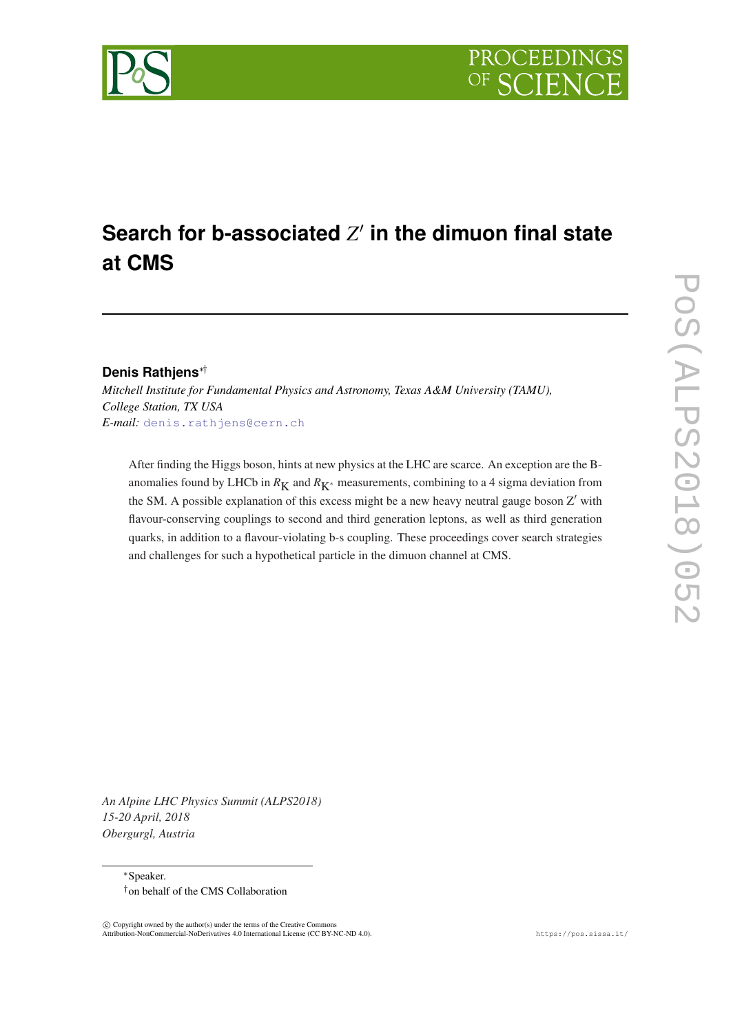# Search for b-associated $Z'$ in the dimuon final state at CMS

**Denis Rathjens**[*†]

*Mitchell Institute for Fundamental Physics and Astronomy, Texas A&M University (TAMU), College Station, TX USA*
*E-mail:* denis.rathjens@cern.ch

After finding the Higgs boson, hints at new physics at the LHC are scarce. An exception are the B-anomalies found by LHCb in $R_{\mathrm{K}}$ and $R_{\mathrm{K}^*}$ measurements, combining to a 4 sigma deviation from the SM. A possible explanation of this excess might be a new heavy neutral gauge boson Z$'$ with flavour-conserving couplings to second and third generation leptons, as well as third generation quarks, in addition to a flavour-violating b-s coupling. These proceedings cover search strategies and challenges for such a hypothetical particle in the dimuon channel at CMS.

*An Alpine LHC Physics Summit (ALPS2018)*
*15-20 April, 2018*
*Obergurgl, Austria*

[*]Speaker.
[†]on behalf of the CMS Collaboration

© Copyright owned by the author(s) under the terms of the Creative Commons Attribution-NonCommercial-NoDerivatives 4.0 International License (CC BY-NC-ND 4.0).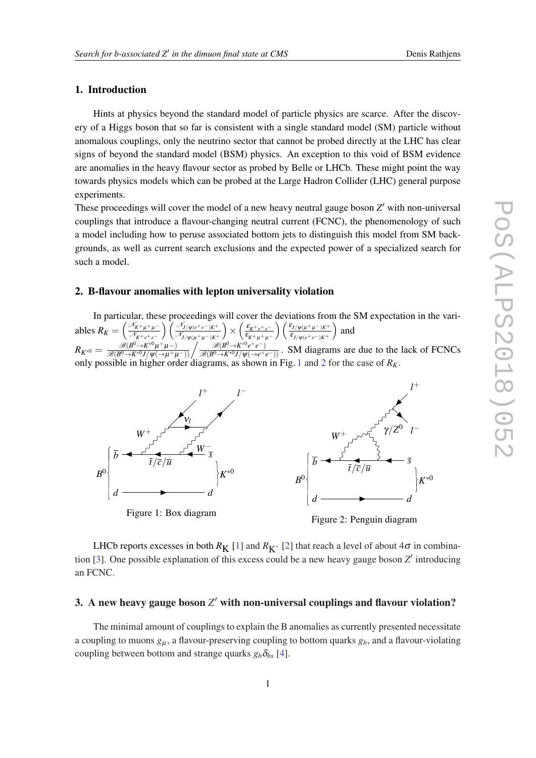## 1. Introduction

Hints at physics beyond the standard model of particle physics are scarce. After the discovery of a Higgs boson that so far is consistent with a single standard model (SM) particle without anomalous couplings, only the neutrino sector that cannot be probed directly at the LHC has clear signs of beyond the standard model (BSM) physics. An exception to this void of BSM evidence are anomalies in the heavy flavour sector as probed by Belle or LHCb. These might point the way towards physics models which can be probed at the Large Hadron Collider (LHC) general purpose experiments.

These proceedings will cover the model of a new heavy neutral gauge boson $Z'$ with non-universal couplings that introduce a flavour-changing neutral current (FCNC), the phenomenology of such a model including how to peruse associated bottom jets to distinguish this model from SM backgrounds, as well as current search exclusions and the expected power of a specialized search for such a model.

## 2. B-flavour anomalies with lepton universality violation

In particular, these proceedings will cover the deviations from the SM expectation in the variables $R_K = \left(\frac{\mathcal{N}_{K^+\mu^+\mu^-}}{\mathcal{N}_{K^+e^+e^-}}\right)\left(\frac{\mathcal{N}_{J/\psi(e^+e^-)K^+}}{\mathcal{N}_{J/\psi(\mu^+\mu^-)K^+}}\right) \times \left(\frac{\varepsilon_{K^+e^+e^-}}{\varepsilon_{K^+\mu^+\mu^-}}\right)\left(\frac{\varepsilon_{J/\psi(\mu^+\mu^-)K^+}}{\varepsilon_{J/\psi(e^+e^-)K^+}}\right)$ and $R_{K^{*0}} = \frac{\mathcal{B}(B^0\to K^{*0}\mu^+\mu^-)}{\mathcal{B}(B^0\to K^{*0}J/\psi(\to\mu^+\mu^-))} \Big/ \frac{\mathcal{B}(B^0\to K^{*0}e^+e^-)}{\mathcal{B}(B^0\to K^{*0}J/\psi(\to e^+e^-))}$. SM diagrams are due to the lack of FCNCs only possible in higher order diagrams, as shown in Fig. 1 and 2 for the case of $R_K$.

Figure 1: Box diagram

Figure 2: Penguin diagram

LHCb reports excesses in both $R_{\mathrm{K}}$ [1] and $R_{\mathrm{K}^*}$ [2] that reach a level of about $4\sigma$ in combination [3]. One possible explanation of this excess could be a new heavy gauge boson $Z'$ introducing an FCNC.

## 3. A new heavy gauge boson $Z'$ with non-universal couplings and flavour violation?

The minimal amount of couplings to explain the B anomalies as currently presented necessitate a coupling to muons $g_\mu$, a flavour-preserving coupling to bottom quarks $g_b$, and a flavour-violating coupling between bottom and strange quarks $g_b\delta_{bs}$ [4].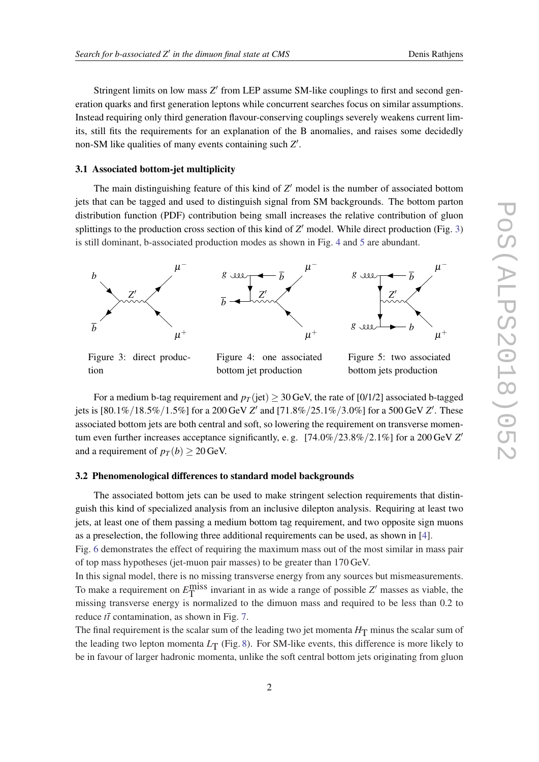Stringent limits on low mass $Z'$ from LEP assume SM-like couplings to first and second generation quarks and first generation leptons while concurrent searches focus on similar assumptions. Instead requiring only third generation flavour-conserving couplings severely weakens current limits, still fits the requirements for an explanation of the B anomalies, and raises some decidedly non-SM like qualities of many events containing such $Z'$.

### 3.1 Associated bottom-jet multiplicity

The main distinguishing feature of this kind of $Z'$ model is the number of associated bottom jets that can be tagged and used to distinguish signal from SM backgrounds. The bottom parton distribution function (PDF) contribution being small increases the relative contribution of gluon splittings to the production cross section of this kind of $Z'$ model. While direct production (Fig. 3) is still dominant, b-associated production modes as shown in Fig. 4 and 5 are abundant.

Figure 3: direct production

Figure 4: one associated bottom jet production

Figure 5: two associated bottom jets production

For a medium b-tag requirement and $p_T(\text{jet}) \geq 30\,\text{GeV}$, the rate of [0/1/2] associated b-tagged jets is [80.1%/18.5%/1.5%] for a 200 GeV $Z'$ and [71.8%/25.1%/3.0%] for a 500 GeV $Z'$. These associated bottom jets are both central and soft, so lowering the requirement on transverse momentum even further increases acceptance significantly, e. g. [74.0%/23.8%/2.1%] for a 200 GeV $Z'$ and a requirement of $p_T(b) \geq 20\,\text{GeV}$.

### 3.2 Phenomenological differences to standard model backgrounds

The associated bottom jets can be used to make stringent selection requirements that distinguish this kind of specialized analysis from an inclusive dilepton analysis. Requiring at least two jets, at least one of them passing a medium bottom tag requirement, and two opposite sign muons as a preselection, the following three additional requirements can be used, as shown in [4].

Fig. 6 demonstrates the effect of requiring the maximum mass out of the most similar in mass pair of top mass hypotheses (jet-muon pair masses) to be greater than 170 GeV.

In this signal model, there is no missing transverse energy from any sources but mismeasurements. To make a requirement on $E_{\text{T}}^{\text{miss}}$ invariant in as wide a range of possible $Z'$ masses as viable, the missing transverse energy is normalized to the dimuon mass and required to be less than 0.2 to reduce $t\bar{t}$ contamination, as shown in Fig. 7.

The final requirement is the scalar sum of the leading two jet momenta $H_{\text{T}}$ minus the scalar sum of the leading two lepton momenta $L_{\text{T}}$ (Fig. 8). For SM-like events, this difference is more likely to be in favour of larger hadronic momenta, unlike the soft central bottom jets originating from gluon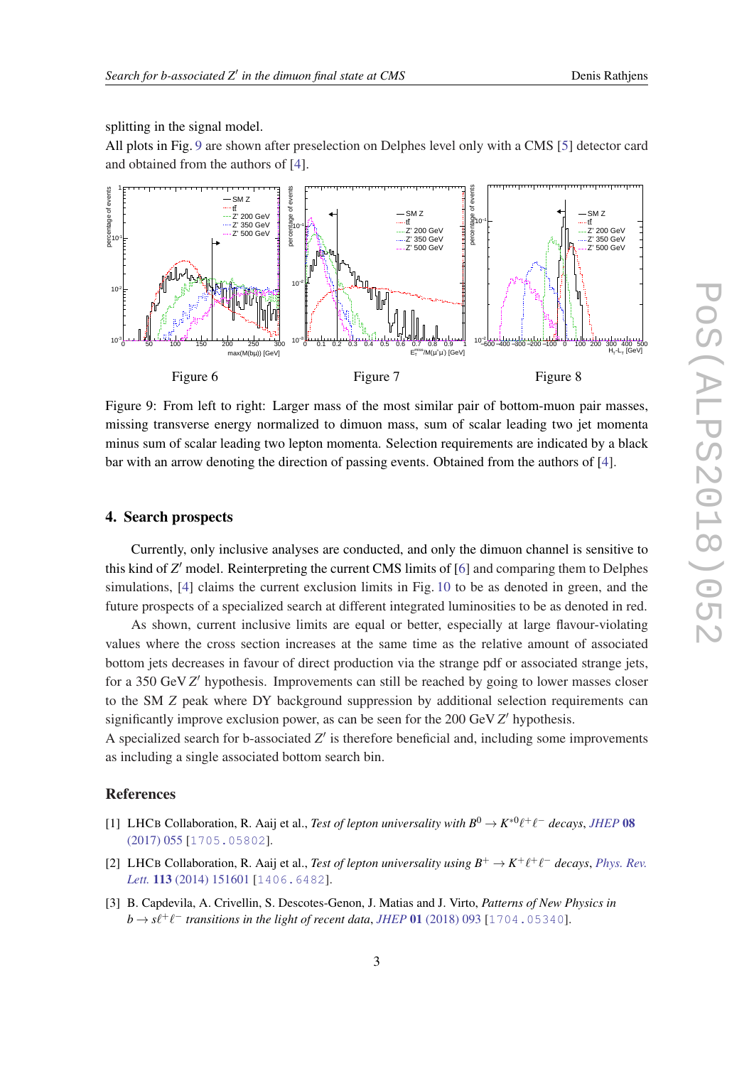splitting in the signal model.

All plots in Fig. 9 are shown after preselection on Delphes level only with a CMS [5] detector card and obtained from the authors of [4].

Figure 6 Figure 7 Figure 8

Figure 9: From left to right: Larger mass of the most similar pair of bottom-muon pair masses, missing transverse energy normalized to dimuon mass, sum of scalar leading two jet momenta minus sum of scalar leading two lepton momenta. Selection requirements are indicated by a black bar with an arrow denoting the direction of passing events. Obtained from the authors of [4].

## 4. Search prospects

Currently, only inclusive analyses are conducted, and only the dimuon channel is sensitive to this kind of $Z'$ model. Reinterpreting the current CMS limits of [6] and comparing them to Delphes simulations, [4] claims the current exclusion limits in Fig. 10 to be as denoted in green, and the future prospects of a specialized search at different integrated luminosities to be as denoted in red.

As shown, current inclusive limits are equal or better, especially at large flavour-violating values where the cross section increases at the same time as the relative amount of associated bottom jets decreases in favour of direct production via the strange pdf or associated strange jets, for a 350 GeV $Z'$ hypothesis. Improvements can still be reached by going to lower masses closer to the SM $Z$ peak where DY background suppression by additional selection requirements can significantly improve exclusion power, as can be seen for the 200 GeV $Z'$ hypothesis.

A specialized search for b-associated $Z'$ is therefore beneficial and, including some improvements as including a single associated bottom search bin.

## References

[1] LHCb Collaboration, R. Aaij et al., *Test of lepton universality with $B^0 \to K^{*0}\ell^+\ell^-$ decays*, *JHEP* **08** (2017) 055 [1705.05802].

[2] LHCb Collaboration, R. Aaij et al., *Test of lepton universality using $B^+ \to K^+\ell^+\ell^-$ decays*, *Phys. Rev. Lett.* **113** (2014) 151601 [1406.6482].

[3] B. Capdevila, A. Crivellin, S. Descotes-Genon, J. Matias and J. Virto, *Patterns of New Physics in $b \to s\ell^+\ell^-$ transitions in the light of recent data*, *JHEP* **01** (2018) 093 [1704.05340].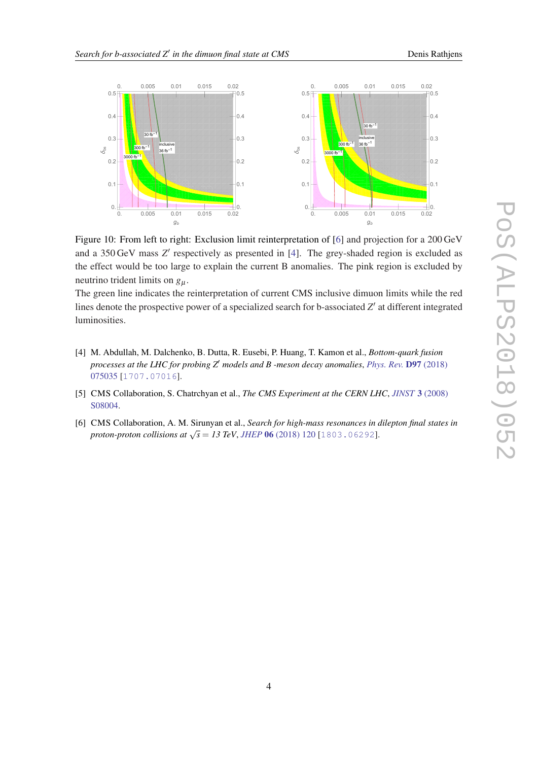0. 0.005 0.01 0.015 0.02

0.5 0.4 0.3 0.2 0.1 0.

$\delta_{bs}$

30 fb$^{-1}$

300 fb$^{-1}$

3000 fb$^{-1}$

inclusive 36 fb$^{-1}$

$g_b$

0. 0.005 0.01 0.015 0.02

0.5 0.4 0.3 0.2 0.1 0.

$\delta_{bs}$

30 fb$^{-1}$

300 fb$^{-1}$

3000 fb$^{-1}$

inclusive 36 fb$^{-1}$

$g_b$

Figure 10: From left to right: Exclusion limit reinterpretation of [6] and projection for a 200 GeV and a 350 GeV mass $Z'$ respectively as presented in [4]. The grey-shaded region is excluded as the effect would be too large to explain the current B anomalies. The pink region is excluded by neutrino trident limits on $g_\mu$.
The green line indicates the reinterpretation of current CMS inclusive dimuon limits while the red lines denote the prospective power of a specialized search for b-associated $Z'$ at different integrated luminosities.

[4] M. Abdullah, M. Dalchenko, B. Dutta, R. Eusebi, P. Huang, T. Kamon et al., *Bottom-quark fusion processes at the LHC for probing $Z'$ models and B -meson decay anomalies*, *Phys. Rev.* **D97** (2018) 075035 [1707.07016].

[5] CMS Collaboration, S. Chatrchyan et al., *The CMS Experiment at the CERN LHC*, *JINST* **3** (2008) S08004.

[6] CMS Collaboration, A. M. Sirunyan et al., *Search for high-mass resonances in dilepton final states in proton-proton collisions at $\sqrt{s} = 13$ TeV*, *JHEP* **06** (2018) 120 [1803.06292].